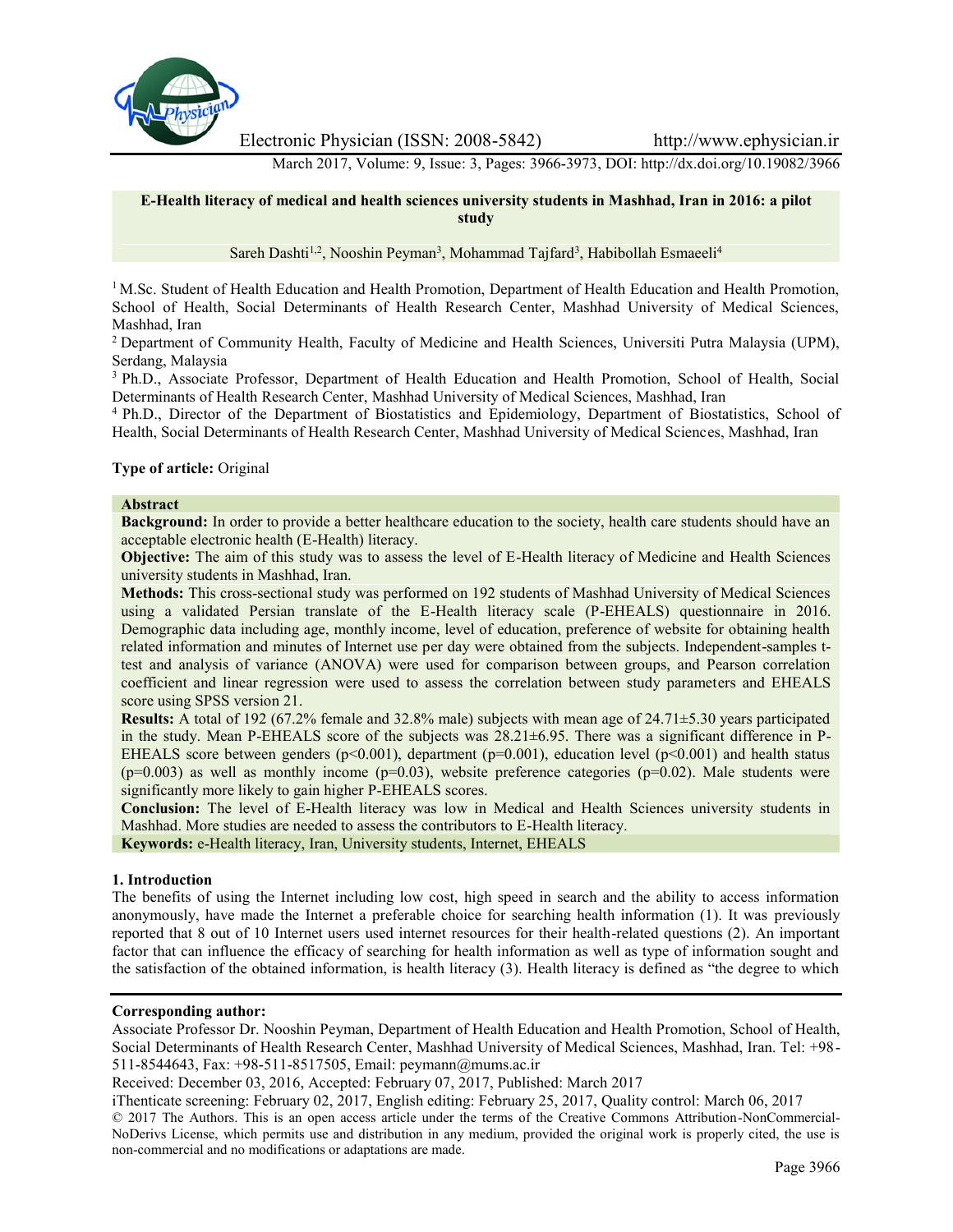# E-Health literacy of medical and health sciences university students in Mashhad, Iran in 2016: a pilot study

Sareh Dashti[1,2], Nooshin Peyman[3], Mohammad Tajfard[3], Habibollah Esmaeeli[4]

[1] M.Sc. Student of Health Education and Health Promotion, Department of Health Education and Health Promotion, School of Health, Social Determinants of Health Research Center, Mashhad University of Medical Sciences, Mashhad, Iran

[2] Department of Community Health, Faculty of Medicine and Health Sciences, Universiti Putra Malaysia (UPM), Serdang, Malaysia

[3] Ph.D., Associate Professor, Department of Health Education and Health Promotion, School of Health, Social Determinants of Health Research Center, Mashhad University of Medical Sciences, Mashhad, Iran

[4] Ph.D., Director of the Department of Biostatistics and Epidemiology, Department of Biostatistics, School of Health, Social Determinants of Health Research Center, Mashhad University of Medical Sciences, Mashhad, Iran

**Type of article:** Original

## Abstract

**Background:** In order to provide a better healthcare education to the society, health care students should have an acceptable electronic health (E-Health) literacy.

**Objective:** The aim of this study was to assess the level of E-Health literacy of Medicine and Health Sciences university students in Mashhad, Iran.

**Methods:** This cross-sectional study was performed on 192 students of Mashhad University of Medical Sciences using a validated Persian translate of the E-Health literacy scale (P-EHEALS) questionnaire in 2016. Demographic data including age, monthly income, level of education, preference of website for obtaining health related information and minutes of Internet use per day were obtained from the subjects. Independent-samples t-test and analysis of variance (ANOVA) were used for comparison between groups, and Pearson correlation coefficient and linear regression were used to assess the correlation between study parameters and EHEALS score using SPSS version 21.

**Results:** A total of 192 (67.2% female and 32.8% male) subjects with mean age of 24.71±5.30 years participated in the study. Mean P-EHEALS score of the subjects was 28.21±6.95. There was a significant difference in P-EHEALS score between genders ($p<0.001$), department ($p=0.001$), education level ($p<0.001$) and health status ($p=0.003$) as well as monthly income ($p=0.03$), website preference categories ($p=0.02$). Male students were significantly more likely to gain higher P-EHEALS scores.

**Conclusion:** The level of E-Health literacy was low in Medical and Health Sciences university students in Mashhad. More studies are needed to assess the contributors to E-Health literacy.

**Keywords:** e-Health literacy, Iran, University students, Internet, EHEALS

## 1. Introduction

The benefits of using the Internet including low cost, high speed in search and the ability to access information anonymously, have made the Internet a preferable choice for searching health information (1). It was previously reported that 8 out of 10 Internet users used internet resources for their health-related questions (2). An important factor that can influence the efficacy of searching for health information as well as type of information sought and the satisfaction of the obtained information, is health literacy (3). Health literacy is defined as "the degree to which

---

**Corresponding author:**

Associate Professor Dr. Nooshin Peyman, Department of Health Education and Health Promotion, School of Health, Social Determinants of Health Research Center, Mashhad University of Medical Sciences, Mashhad, Iran. Tel: +98-511-8544643, Fax: +98-511-8517505, Email: peymann@mums.ac.ir

Received: December 03, 2016, Accepted: February 07, 2017, Published: March 2017

iThenticate screening: February 02, 2017, English editing: February 25, 2017, Quality control: March 06, 2017

© 2017 The Authors. This is an open access article under the terms of the Creative Commons Attribution-NonCommercial-NoDerivs License, which permits use and distribution in any medium, provided the original work is properly cited, the use is non-commercial and no modifications or adaptations are made.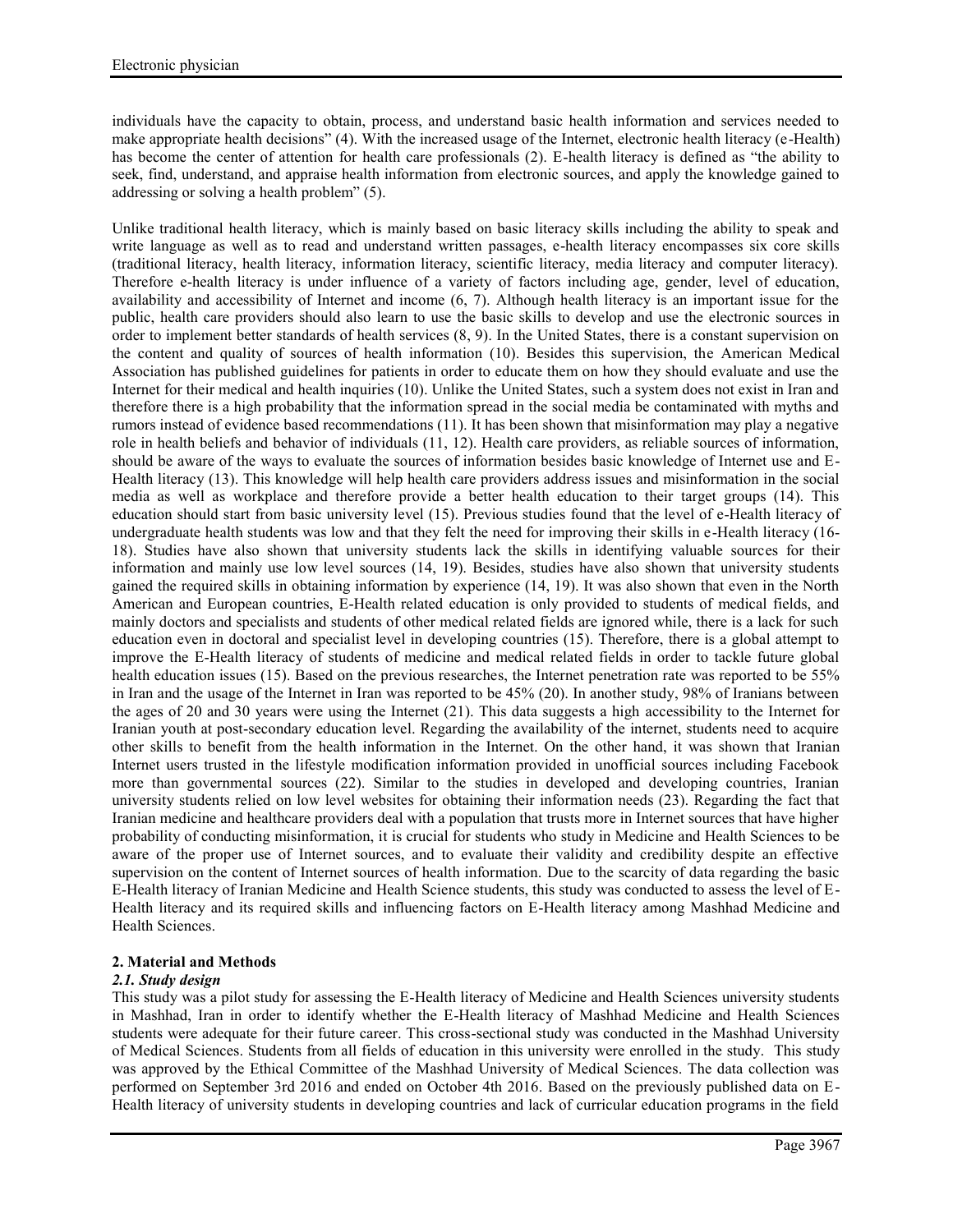individuals have the capacity to obtain, process, and understand basic health information and services needed to make appropriate health decisions" (4). With the increased usage of the Internet, electronic health literacy (e-Health) has become the center of attention for health care professionals (2). E-health literacy is defined as "the ability to seek, find, understand, and appraise health information from electronic sources, and apply the knowledge gained to addressing or solving a health problem" (5).

Unlike traditional health literacy, which is mainly based on basic literacy skills including the ability to speak and write language as well as to read and understand written passages, e-health literacy encompasses six core skills (traditional literacy, health literacy, information literacy, scientific literacy, media literacy and computer literacy). Therefore e-health literacy is under influence of a variety of factors including age, gender, level of education, availability and accessibility of Internet and income (6, 7). Although health literacy is an important issue for the public, health care providers should also learn to use the basic skills to develop and use the electronic sources in order to implement better standards of health services (8, 9). In the United States, there is a constant supervision on the content and quality of sources of health information (10). Besides this supervision, the American Medical Association has published guidelines for patients in order to educate them on how they should evaluate and use the Internet for their medical and health inquiries (10). Unlike the United States, such a system does not exist in Iran and therefore there is a high probability that the information spread in the social media be contaminated with myths and rumors instead of evidence based recommendations (11). It has been shown that misinformation may play a negative role in health beliefs and behavior of individuals (11, 12). Health care providers, as reliable sources of information, should be aware of the ways to evaluate the sources of information besides basic knowledge of Internet use and E-Health literacy (13). This knowledge will help health care providers address issues and misinformation in the social media as well as workplace and therefore provide a better health education to their target groups (14). This education should start from basic university level (15). Previous studies found that the level of e-Health literacy of undergraduate health students was low and that they felt the need for improving their skills in e-Health literacy (16-18). Studies have also shown that university students lack the skills in identifying valuable sources for their information and mainly use low level sources (14, 19). Besides, studies have also shown that university students gained the required skills in obtaining information by experience (14, 19). It was also shown that even in the North American and European countries, E-Health related education is only provided to students of medical fields, and mainly doctors and specialists and students of other medical related fields are ignored while, there is a lack for such education even in doctoral and specialist level in developing countries (15). Therefore, there is a global attempt to improve the E-Health literacy of students of medicine and medical related fields in order to tackle future global health education issues (15). Based on the previous researches, the Internet penetration rate was reported to be 55% in Iran and the usage of the Internet in Iran was reported to be 45% (20). In another study, 98% of Iranians between the ages of 20 and 30 years were using the Internet (21). This data suggests a high accessibility to the Internet for Iranian youth at post-secondary education level. Regarding the availability of the internet, students need to acquire other skills to benefit from the health information in the Internet. On the other hand, it was shown that Iranian Internet users trusted in the lifestyle modification information provided in unofficial sources including Facebook more than governmental sources (22). Similar to the studies in developed and developing countries, Iranian university students relied on low level websites for obtaining their information needs (23). Regarding the fact that Iranian medicine and healthcare providers deal with a population that trusts more in Internet sources that have higher probability of conducting misinformation, it is crucial for students who study in Medicine and Health Sciences to be aware of the proper use of Internet sources, and to evaluate their validity and credibility despite an effective supervision on the content of Internet sources of health information. Due to the scarcity of data regarding the basic E-Health literacy of Iranian Medicine and Health Science students, this study was conducted to assess the level of E-Health literacy and its required skills and influencing factors on E-Health literacy among Mashhad Medicine and Health Sciences.

## 2. Material and Methods

### *2.1. Study design*

This study was a pilot study for assessing the E-Health literacy of Medicine and Health Sciences university students in Mashhad, Iran in order to identify whether the E-Health literacy of Mashhad Medicine and Health Sciences students were adequate for their future career. This cross-sectional study was conducted in the Mashhad University of Medical Sciences. Students from all fields of education in this university were enrolled in the study. This study was approved by the Ethical Committee of the Mashhad University of Medical Sciences. The data collection was performed on September 3rd 2016 and ended on October 4th 2016. Based on the previously published data on E-Health literacy of university students in developing countries and lack of curricular education programs in the field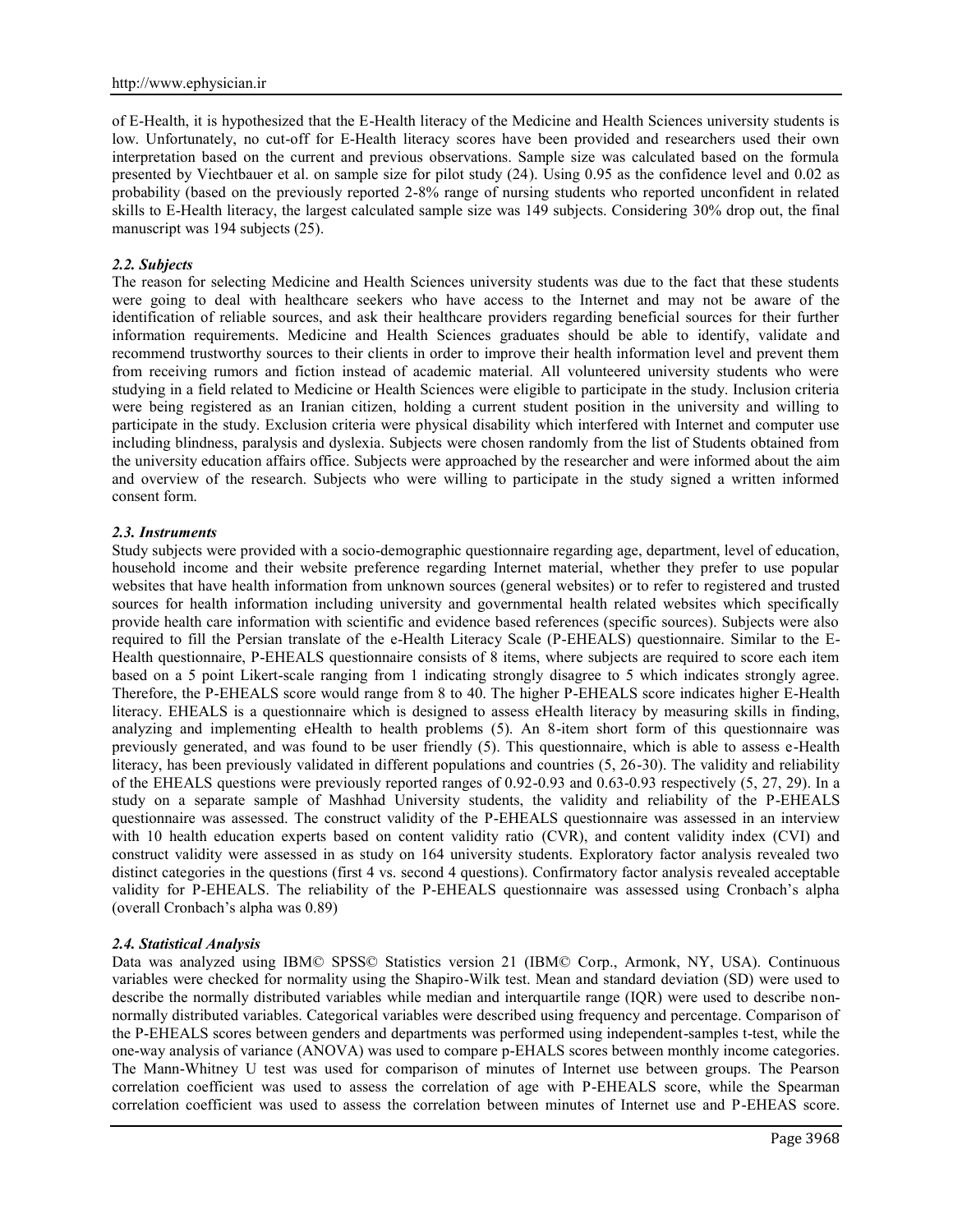of E-Health, it is hypothesized that the E-Health literacy of the Medicine and Health Sciences university students is low. Unfortunately, no cut-off for E-Health literacy scores have been provided and researchers used their own interpretation based on the current and previous observations. Sample size was calculated based on the formula presented by Viechtbauer et al. on sample size for pilot study (24). Using 0.95 as the confidence level and 0.02 as probability (based on the previously reported 2-8% range of nursing students who reported unconfident in related skills to E-Health literacy, the largest calculated sample size was 149 subjects. Considering 30% drop out, the final manuscript was 194 subjects (25).

### *2.2. Subjects*

The reason for selecting Medicine and Health Sciences university students was due to the fact that these students were going to deal with healthcare seekers who have access to the Internet and may not be aware of the identification of reliable sources, and ask their healthcare providers regarding beneficial sources for their further information requirements. Medicine and Health Sciences graduates should be able to identify, validate and recommend trustworthy sources to their clients in order to improve their health information level and prevent them from receiving rumors and fiction instead of academic material. All volunteered university students who were studying in a field related to Medicine or Health Sciences were eligible to participate in the study. Inclusion criteria were being registered as an Iranian citizen, holding a current student position in the university and willing to participate in the study. Exclusion criteria were physical disability which interfered with Internet and computer use including blindness, paralysis and dyslexia. Subjects were chosen randomly from the list of Students obtained from the university education affairs office. Subjects were approached by the researcher and were informed about the aim and overview of the research. Subjects who were willing to participate in the study signed a written informed consent form.

### *2.3. Instruments*

Study subjects were provided with a socio-demographic questionnaire regarding age, department, level of education, household income and their website preference regarding Internet material, whether they prefer to use popular websites that have health information from unknown sources (general websites) or to refer to registered and trusted sources for health information including university and governmental health related websites which specifically provide health care information with scientific and evidence based references (specific sources). Subjects were also required to fill the Persian translate of the e-Health Literacy Scale (P-EHEALS) questionnaire. Similar to the E-Health questionnaire, P-EHEALS questionnaire consists of 8 items, where subjects are required to score each item based on a 5 point Likert-scale ranging from 1 indicating strongly disagree to 5 which indicates strongly agree. Therefore, the P-EHEALS score would range from 8 to 40. The higher P-EHEALS score indicates higher E-Health literacy. EHEALS is a questionnaire which is designed to assess eHealth literacy by measuring skills in finding, analyzing and implementing eHealth to health problems (5). An 8-item short form of this questionnaire was previously generated, and was found to be user friendly (5). This questionnaire, which is able to assess e-Health literacy, has been previously validated in different populations and countries (5, 26-30). The validity and reliability of the EHEALS questions were previously reported ranges of 0.92-0.93 and 0.63-0.93 respectively (5, 27, 29). In a study on a separate sample of Mashhad University students, the validity and reliability of the P-EHEALS questionnaire was assessed. The construct validity of the P-EHEALS questionnaire was assessed in an interview with 10 health education experts based on content validity ratio (CVR), and content validity index (CVI) and construct validity were assessed in as study on 164 university students. Exploratory factor analysis revealed two distinct categories in the questions (first 4 vs. second 4 questions). Confirmatory factor analysis revealed acceptable validity for P-EHEALS. The reliability of the P-EHEALS questionnaire was assessed using Cronbach's alpha (overall Cronbach's alpha was 0.89)

### *2.4. Statistical Analysis*

Data was analyzed using IBM© SPSS© Statistics version 21 (IBM© Corp., Armonk, NY, USA). Continuous variables were checked for normality using the Shapiro-Wilk test. Mean and standard deviation (SD) were used to describe the normally distributed variables while median and interquartile range (IQR) were used to describe non-normally distributed variables. Categorical variables were described using frequency and percentage. Comparison of the P-EHEALS scores between genders and departments was performed using independent-samples t-test, while the one-way analysis of variance (ANOVA) was used to compare p-EHALS scores between monthly income categories. The Mann-Whitney U test was used for comparison of minutes of Internet use between groups. The Pearson correlation coefficient was used to assess the correlation of age with P-EHEALS score, while the Spearman correlation coefficient was used to assess the correlation between minutes of Internet use and P-EHEAS score.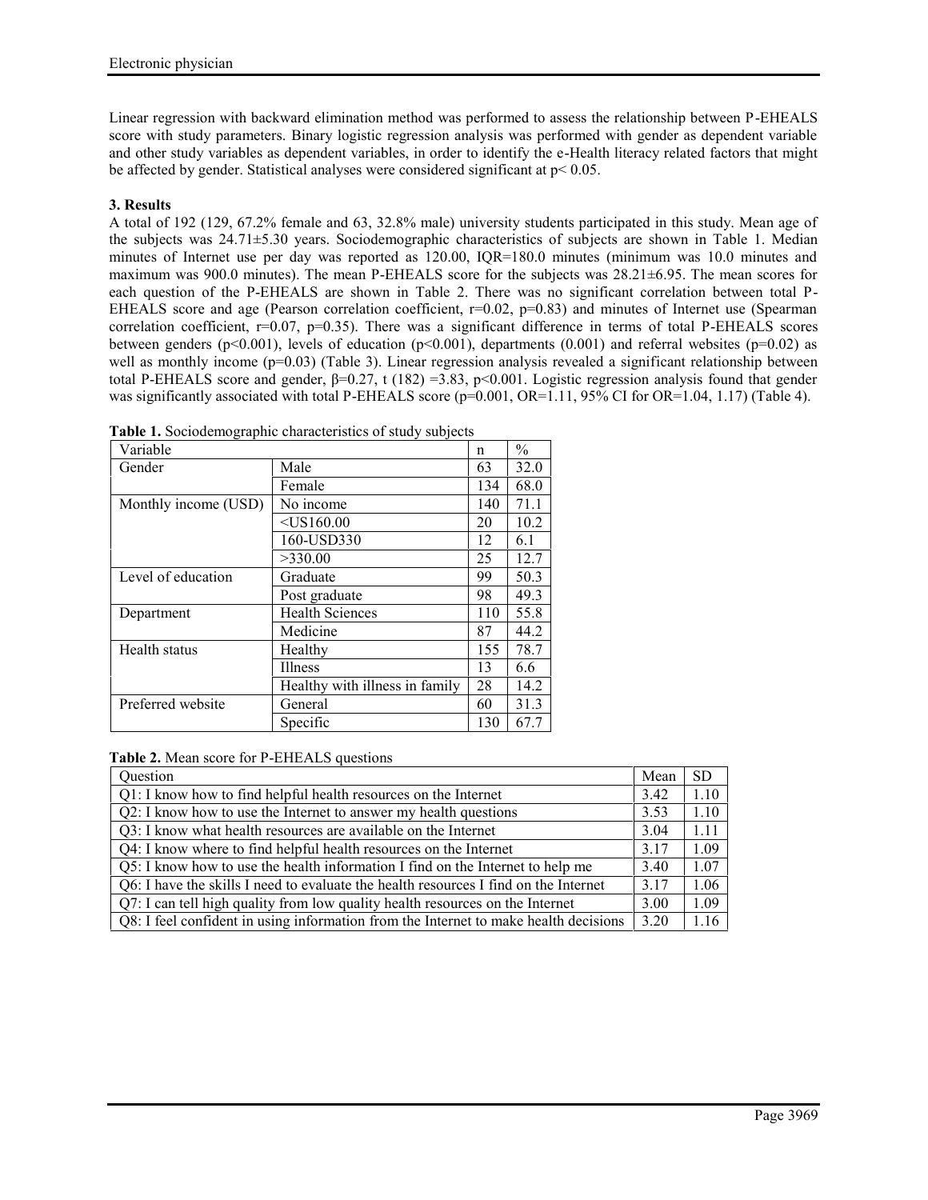Linear regression with backward elimination method was performed to assess the relationship between P-EHEALS score with study parameters. Binary logistic regression analysis was performed with gender as dependent variable and other study variables as dependent variables, in order to identify the e-Health literacy related factors that might be affected by gender. Statistical analyses were considered significant at $p< 0.05$.

**3. Results**

A total of 192 (129, 67.2% female and 63, 32.8% male) university students participated in this study. Mean age of the subjects was 24.71±5.30 years. Sociodemographic characteristics of subjects are shown in Table 1. Median minutes of Internet use per day was reported as 120.00, IQR=180.0 minutes (minimum was 10.0 minutes and maximum was 900.0 minutes). The mean P-EHEALS score for the subjects was 28.21±6.95. The mean scores for each question of the P-EHEALS are shown in Table 2. There was no significant correlation between total P-EHEALS score and age (Pearson correlation coefficient, $r=0.02$, $p=0.83$) and minutes of Internet use (Spearman correlation coefficient, $r=0.07$, $p=0.35$). There was a significant difference in terms of total P-EHEALS scores between genders ($p<0.001$), levels of education ($p<0.001$), departments (0.001) and referral websites ($p=0.02$) as well as monthly income ($p=0.03$) (Table 3). Linear regression analysis revealed a significant relationship between total P-EHEALS score and gender, $\beta=0.27$, $t(182)=3.83$, $p<0.001$. Logistic regression analysis found that gender was significantly associated with total P-EHEALS score ($p=0.001$, OR=1.11, 95% CI for OR=1.04, 1.17) (Table 4).

**Table 1.** Sociodemographic characteristics of study subjects

| Variable | | n | % |
|---|---|---|---|
| Gender | Male | 63 | 32.0 |
| | Female | 134 | 68.0 |
| Monthly income (USD) | No income | 140 | 71.1 |
| | <US160.00 | 20 | 10.2 |
| | 160-USD330 | 12 | 6.1 |
| | >330.00 | 25 | 12.7 |
| Level of education | Graduate | 99 | 50.3 |
| | Post graduate | 98 | 49.3 |
| Department | Health Sciences | 110 | 55.8 |
| | Medicine | 87 | 44.2 |
| Health status | Healthy | 155 | 78.7 |
| | Illness | 13 | 6.6 |
| | Healthy with illness in family | 28 | 14.2 |
| Preferred website | General | 60 | 31.3 |
| | Specific | 130 | 67.7 |

**Table 2.** Mean score for P-EHEALS questions

| Question | Mean | SD |
|---|---|---|
| Q1: I know how to find helpful health resources on the Internet | 3.42 | 1.10 |
| Q2: I know how to use the Internet to answer my health questions | 3.53 | 1.10 |
| Q3: I know what health resources are available on the Internet | 3.04 | 1.11 |
| Q4: I know where to find helpful health resources on the Internet | 3.17 | 1.09 |
| Q5: I know how to use the health information I find on the Internet to help me | 3.40 | 1.07 |
| Q6: I have the skills I need to evaluate the health resources I find on the Internet | 3.17 | 1.06 |
| Q7: I can tell high quality from low quality health resources on the Internet | 3.00 | 1.09 |
| Q8: I feel confident in using information from the Internet to make health decisions | 3.20 | 1.16 |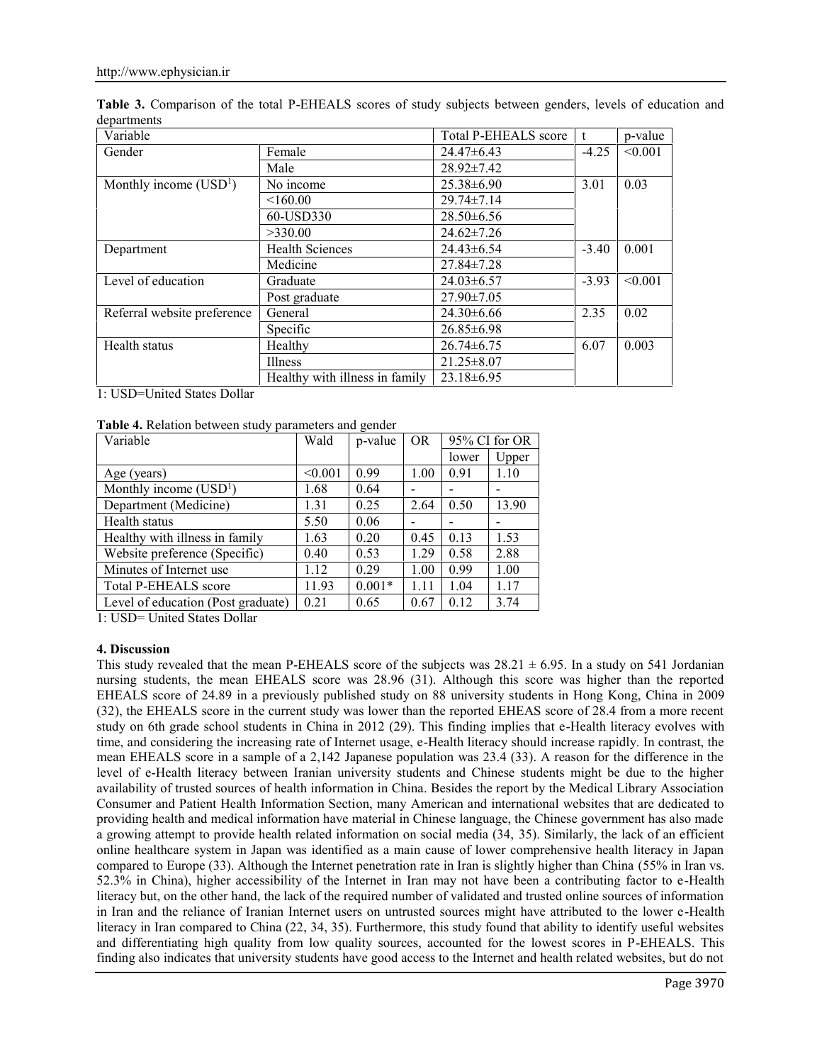**Table 3.** Comparison of the total P-EHEALS scores of study subjects between genders, levels of education and departments

| Variable | | Total P-EHEALS score | t | p-value |
|---|---|---|---|---|
| Gender | Female | 24.47±6.43 | -4.25 | <0.001 |
| | Male | 28.92±7.42 | | |
| Monthly income (USD[1]) | No income | 25.38±6.90 | 3.01 | 0.03 |
| | <160.00 | 29.74±7.14 | | |
| | 60-USD330 | 28.50±6.56 | | |
| | >330.00 | 24.62±7.26 | | |
| Department | Health Sciences | 24.43±6.54 | -3.40 | 0.001 |
| | Medicine | 27.84±7.28 | | |
| Level of education | Graduate | 24.03±6.57 | -3.93 | <0.001 |
| | Post graduate | 27.90±7.05 | | |
| Referral website preference | General | 24.30±6.66 | 2.35 | 0.02 |
| | Specific | 26.85±6.98 | | |
| Health status | Healthy | 26.74±6.75 | 6.07 | 0.003 |
| | Illness | 21.25±8.07 | | |
| | Healthy with illness in family | 23.18±6.95 | | |

1: USD=United States Dollar

**Table 4.** Relation between study parameters and gender

| Variable | Wald | p-value | OR | 95% CI for OR | |
|---|---|---|---|---|---|
| | | | | lower | Upper |
| Age (years) | <0.001 | 0.99 | 1.00 | 0.91 | 1.10 |
| Monthly income (USD[1]) | 1.68 | 0.64 | - | - | - |
| Department (Medicine) | 1.31 | 0.25 | 2.64 | 0.50 | 13.90 |
| Health status | 5.50 | 0.06 | - | - | - |
| Healthy with illness in family | 1.63 | 0.20 | 0.45 | 0.13 | 1.53 |
| Website preference (Specific) | 0.40 | 0.53 | 1.29 | 0.58 | 2.88 |
| Minutes of Internet use | 1.12 | 0.29 | 1.00 | 0.99 | 1.00 |
| Total P-EHEALS score | 11.93 | 0.001* | 1.11 | 1.04 | 1.17 |
| Level of education (Post graduate) | 0.21 | 0.65 | 0.67 | 0.12 | 3.74 |

1: USD= United States Dollar

## 4. Discussion

This study revealed that the mean P-EHEALS score of the subjects was $28.21 \pm 6.95$. In a study on 541 Jordanian nursing students, the mean EHEALS score was 28.96 (31). Although this score was higher than the reported EHEALS score of 24.89 in a previously published study on 88 university students in Hong Kong, China in 2009 (32), the EHEALS score in the current study was lower than the reported EHEAS score of 28.4 from a more recent study on 6th grade school students in China in 2012 (29). This finding implies that e-Health literacy evolves with time, and considering the increasing rate of Internet usage, e-Health literacy should increase rapidly. In contrast, the mean EHEALS score in a sample of a 2,142 Japanese population was 23.4 (33). A reason for the difference in the level of e-Health literacy between Iranian university students and Chinese students might be due to the higher availability of trusted sources of health information in China. Besides the report by the Medical Library Association Consumer and Patient Health Information Section, many American and international websites that are dedicated to providing health and medical information have material in Chinese language, the Chinese government has also made a growing attempt to provide health related information on social media (34, 35). Similarly, the lack of an efficient online healthcare system in Japan was identified as a main cause of lower comprehensive health literacy in Japan compared to Europe (33). Although the Internet penetration rate in Iran is slightly higher than China (55% in Iran vs. 52.3% in China), higher accessibility of the Internet in Iran may not have been a contributing factor to e-Health literacy but, on the other hand, the lack of the required number of validated and trusted online sources of information in Iran and the reliance of Iranian Internet users on untrusted sources might have attributed to the lower e-Health literacy in Iran compared to China (22, 34, 35). Furthermore, this study found that ability to identify useful websites and differentiating high quality from low quality sources, accounted for the lowest scores in P-EHEALS. This finding also indicates that university students have good access to the Internet and health related websites, but do not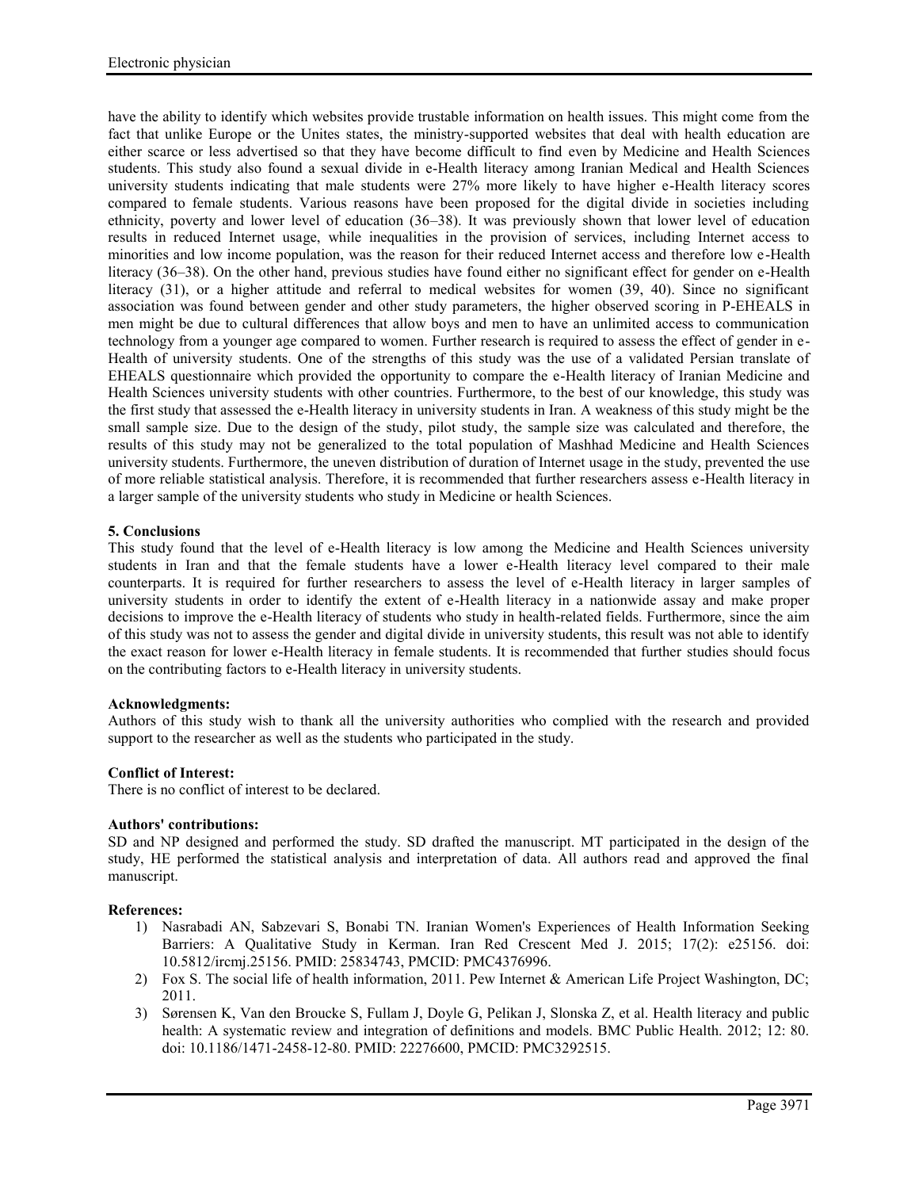have the ability to identify which websites provide trustable information on health issues. This might come from the fact that unlike Europe or the Unites states, the ministry-supported websites that deal with health education are either scarce or less advertised so that they have become difficult to find even by Medicine and Health Sciences students. This study also found a sexual divide in e-Health literacy among Iranian Medical and Health Sciences university students indicating that male students were 27% more likely to have higher e-Health literacy scores compared to female students. Various reasons have been proposed for the digital divide in societies including ethnicity, poverty and lower level of education (36–38). It was previously shown that lower level of education results in reduced Internet usage, while inequalities in the provision of services, including Internet access to minorities and low income population, was the reason for their reduced Internet access and therefore low e-Health literacy (36–38). On the other hand, previous studies have found either no significant effect for gender on e-Health literacy (31), or a higher attitude and referral to medical websites for women (39, 40). Since no significant association was found between gender and other study parameters, the higher observed scoring in P-EHEALS in men might be due to cultural differences that allow boys and men to have an unlimited access to communication technology from a younger age compared to women. Further research is required to assess the effect of gender in e-Health of university students. One of the strengths of this study was the use of a validated Persian translate of EHEALS questionnaire which provided the opportunity to compare the e-Health literacy of Iranian Medicine and Health Sciences university students with other countries. Furthermore, to the best of our knowledge, this study was the first study that assessed the e-Health literacy in university students in Iran. A weakness of this study might be the small sample size. Due to the design of the study, pilot study, the sample size was calculated and therefore, the results of this study may not be generalized to the total population of Mashhad Medicine and Health Sciences university students. Furthermore, the uneven distribution of duration of Internet usage in the study, prevented the use of more reliable statistical analysis. Therefore, it is recommended that further researchers assess e-Health literacy in a larger sample of the university students who study in Medicine or health Sciences.

## 5. Conclusions

This study found that the level of e-Health literacy is low among the Medicine and Health Sciences university students in Iran and that the female students have a lower e-Health literacy level compared to their male counterparts. It is required for further researchers to assess the level of e-Health literacy in larger samples of university students in order to identify the extent of e-Health literacy in a nationwide assay and make proper decisions to improve the e-Health literacy of students who study in health-related fields. Furthermore, since the aim of this study was not to assess the gender and digital divide in university students, this result was not able to identify the exact reason for lower e-Health literacy in female students. It is recommended that further studies should focus on the contributing factors to e-Health literacy in university students.

**Acknowledgments:**

Authors of this study wish to thank all the university authorities who complied with the research and provided support to the researcher as well as the students who participated in the study.

**Conflict of Interest:**

There is no conflict of interest to be declared.

**Authors' contributions:**

SD and NP designed and performed the study. SD drafted the manuscript. MT participated in the design of the study, HE performed the statistical analysis and interpretation of data. All authors read and approved the final manuscript.

**References:**

1) Nasrabadi AN, Sabzevari S, Bonabi TN. Iranian Women's Experiences of Health Information Seeking Barriers: A Qualitative Study in Kerman. Iran Red Crescent Med J. 2015; 17(2): e25156. doi: 10.5812/ircmj.25156. PMID: 25834743, PMCID: PMC4376996.
2) Fox S. The social life of health information, 2011. Pew Internet & American Life Project Washington, DC; 2011.
3) Sørensen K, Van den Broucke S, Fullam J, Doyle G, Pelikan J, Slonska Z, et al. Health literacy and public health: A systematic review and integration of definitions and models. BMC Public Health. 2012; 12: 80. doi: 10.1186/1471-2458-12-80. PMID: 22276600, PMCID: PMC3292515.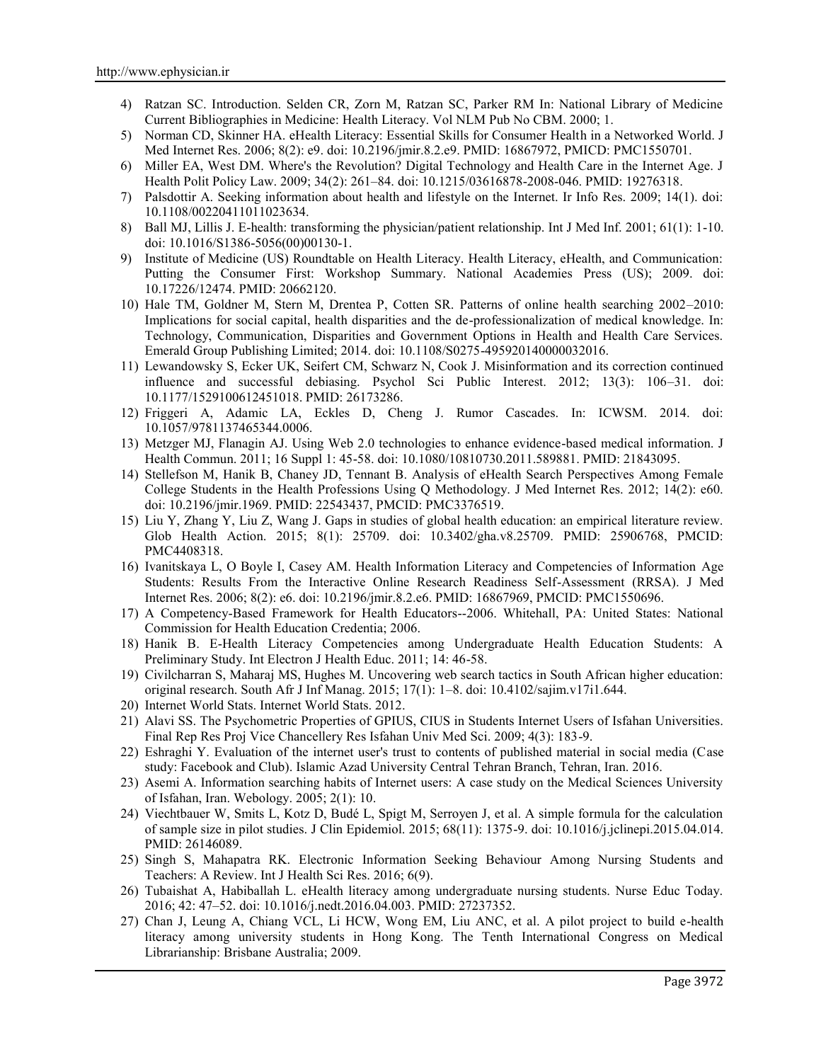4) Ratzan SC. Introduction. Selden CR, Zorn M, Ratzan SC, Parker RM In: National Library of Medicine Current Bibliographies in Medicine: Health Literacy. Vol NLM Pub No CBM. 2000; 1.
5) Norman CD, Skinner HA. eHealth Literacy: Essential Skills for Consumer Health in a Networked World. J Med Internet Res. 2006; 8(2): e9. doi: 10.2196/jmir.8.2.e9. PMID: 16867972, PMICD: PMC1550701.
6) Miller EA, West DM. Where's the Revolution? Digital Technology and Health Care in the Internet Age. J Health Polit Policy Law. 2009; 34(2): 261–84. doi: 10.1215/03616878-2008-046. PMID: 19276318.
7) Palsdottir A. Seeking information about health and lifestyle on the Internet. Ir Info Res. 2009; 14(1). doi: 10.1108/00220411011023634.
8) Ball MJ, Lillis J. E-health: transforming the physician/patient relationship. Int J Med Inf. 2001; 61(1): 1-10. doi: 10.1016/S1386-5056(00)00130-1.
9) Institute of Medicine (US) Roundtable on Health Literacy. Health Literacy, eHealth, and Communication: Putting the Consumer First: Workshop Summary. National Academies Press (US); 2009. doi: 10.17226/12474. PMID: 20662120.
10) Hale TM, Goldner M, Stern M, Drentea P, Cotten SR. Patterns of online health searching 2002–2010: Implications for social capital, health disparities and the de-professionalization of medical knowledge. In: Technology, Communication, Disparities and Government Options in Health and Health Care Services. Emerald Group Publishing Limited; 2014. doi: 10.1108/S0275-495920140000032016.
11) Lewandowsky S, Ecker UK, Seifert CM, Schwarz N, Cook J. Misinformation and its correction continued influence and successful debiasing. Psychol Sci Public Interest. 2012; 13(3): 106–31. doi: 10.1177/1529100612451018. PMID: 26173286.
12) Friggeri A, Adamic LA, Eckles D, Cheng J. Rumor Cascades. In: ICWSM. 2014. doi: 10.1057/9781137465344.0006.
13) Metzger MJ, Flanagin AJ. Using Web 2.0 technologies to enhance evidence-based medical information. J Health Commun. 2011; 16 Suppl 1: 45-58. doi: 10.1080/10810730.2011.589881. PMID: 21843095.
14) Stellefson M, Hanik B, Chaney JD, Tennant B. Analysis of eHealth Search Perspectives Among Female College Students in the Health Professions Using Q Methodology. J Med Internet Res. 2012; 14(2): e60. doi: 10.2196/jmir.1969. PMID: 22543437, PMCID: PMC3376519.
15) Liu Y, Zhang Y, Liu Z, Wang J. Gaps in studies of global health education: an empirical literature review. Glob Health Action. 2015; 8(1): 25709. doi: 10.3402/gha.v8.25709. PMID: 25906768, PMCID: PMC4408318.
16) Ivanitskaya L, O Boyle I, Casey AM. Health Information Literacy and Competencies of Information Age Students: Results From the Interactive Online Research Readiness Self-Assessment (RRSA). J Med Internet Res. 2006; 8(2): e6. doi: 10.2196/jmir.8.2.e6. PMID: 16867969, PMCID: PMC1550696.
17) A Competency-Based Framework for Health Educators--2006. Whitehall, PA: United States: National Commission for Health Education Credentia; 2006.
18) Hanik B. E-Health Literacy Competencies among Undergraduate Health Education Students: A Preliminary Study. Int Electron J Health Educ. 2011; 14: 46-58.
19) Civilcharran S, Maharaj MS, Hughes M. Uncovering web search tactics in South African higher education: original research. South Afr J Inf Manag. 2015; 17(1): 1–8. doi: 10.4102/sajim.v17i1.644.
20) Internet World Stats. Internet World Stats. 2012.
21) Alavi SS. The Psychometric Properties of GPIUS, CIUS in Students Internet Users of Isfahan Universities. Final Rep Res Proj Vice Chancellery Res Isfahan Univ Med Sci. 2009; 4(3): 183-9.
22) Eshraghi Y. Evaluation of the internet user's trust to contents of published material in social media (Case study: Facebook and Club). Islamic Azad University Central Tehran Branch, Tehran, Iran. 2016.
23) Asemi A. Information searching habits of Internet users: A case study on the Medical Sciences University of Isfahan, Iran. Webology. 2005; 2(1): 10.
24) Viechtbauer W, Smits L, Kotz D, Budé L, Spigt M, Serroyen J, et al. A simple formula for the calculation of sample size in pilot studies. J Clin Epidemiol. 2015; 68(11): 1375-9. doi: 10.1016/j.jclinepi.2015.04.014. PMID: 26146089.
25) Singh S, Mahapatra RK. Electronic Information Seeking Behaviour Among Nursing Students and Teachers: A Review. Int J Health Sci Res. 2016; 6(9).
26) Tubaishat A, Habiballah L. eHealth literacy among undergraduate nursing students. Nurse Educ Today. 2016; 42: 47–52. doi: 10.1016/j.nedt.2016.04.003. PMID: 27237352.
27) Chan J, Leung A, Chiang VCL, Li HCW, Wong EM, Liu ANC, et al. A pilot project to build e-health literacy among university students in Hong Kong. The Tenth International Congress on Medical Librarianship: Brisbane Australia; 2009.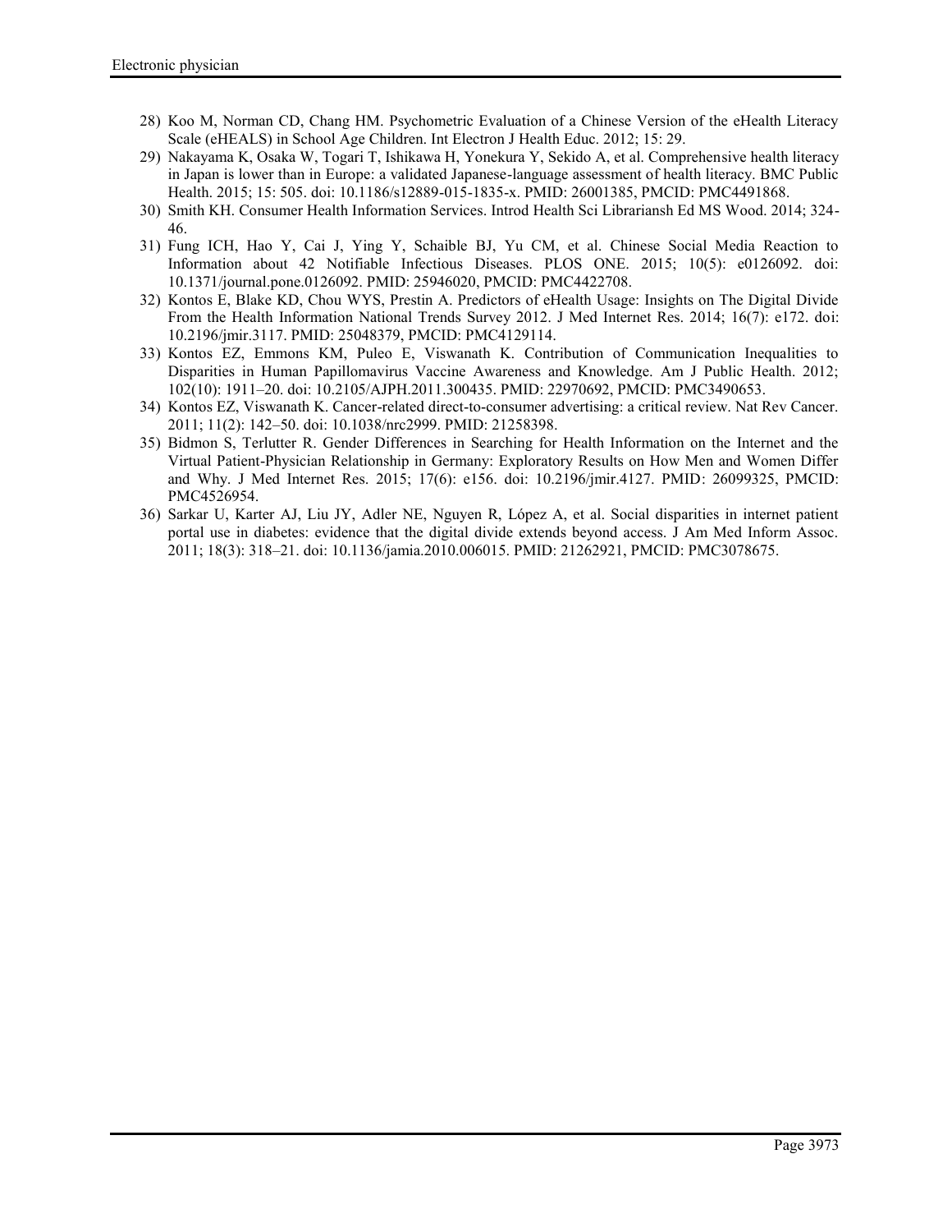28) Koo M, Norman CD, Chang HM. Psychometric Evaluation of a Chinese Version of the eHealth Literacy Scale (eHEALS) in School Age Children. Int Electron J Health Educ. 2012; 15: 29.
29) Nakayama K, Osaka W, Togari T, Ishikawa H, Yonekura Y, Sekido A, et al. Comprehensive health literacy in Japan is lower than in Europe: a validated Japanese-language assessment of health literacy. BMC Public Health. 2015; 15: 505. doi: 10.1186/s12889-015-1835-x. PMID: 26001385, PMCID: PMC4491868.
30) Smith KH. Consumer Health Information Services. Introd Health Sci Librariansh Ed MS Wood. 2014; 324-46.
31) Fung ICH, Hao Y, Cai J, Ying Y, Schaible BJ, Yu CM, et al. Chinese Social Media Reaction to Information about 42 Notifiable Infectious Diseases. PLOS ONE. 2015; 10(5): e0126092. doi: 10.1371/journal.pone.0126092. PMID: 25946020, PMCID: PMC4422708.
32) Kontos E, Blake KD, Chou WYS, Prestin A. Predictors of eHealth Usage: Insights on The Digital Divide From the Health Information National Trends Survey 2012. J Med Internet Res. 2014; 16(7): e172. doi: 10.2196/jmir.3117. PMID: 25048379, PMCID: PMC4129114.
33) Kontos EZ, Emmons KM, Puleo E, Viswanath K. Contribution of Communication Inequalities to Disparities in Human Papillomavirus Vaccine Awareness and Knowledge. Am J Public Health. 2012; 102(10): 1911–20. doi: 10.2105/AJPH.2011.300435. PMID: 22970692, PMCID: PMC3490653.
34) Kontos EZ, Viswanath K. Cancer-related direct-to-consumer advertising: a critical review. Nat Rev Cancer. 2011; 11(2): 142–50. doi: 10.1038/nrc2999. PMID: 21258398.
35) Bidmon S, Terlutter R. Gender Differences in Searching for Health Information on the Internet and the Virtual Patient-Physician Relationship in Germany: Exploratory Results on How Men and Women Differ and Why. J Med Internet Res. 2015; 17(6): e156. doi: 10.2196/jmir.4127. PMID: 26099325, PMCID: PMC4526954.
36) Sarkar U, Karter AJ, Liu JY, Adler NE, Nguyen R, López A, et al. Social disparities in internet patient portal use in diabetes: evidence that the digital divide extends beyond access. J Am Med Inform Assoc. 2011; 18(3): 318–21. doi: 10.1136/jamia.2010.006015. PMID: 21262921, PMCID: PMC3078675.